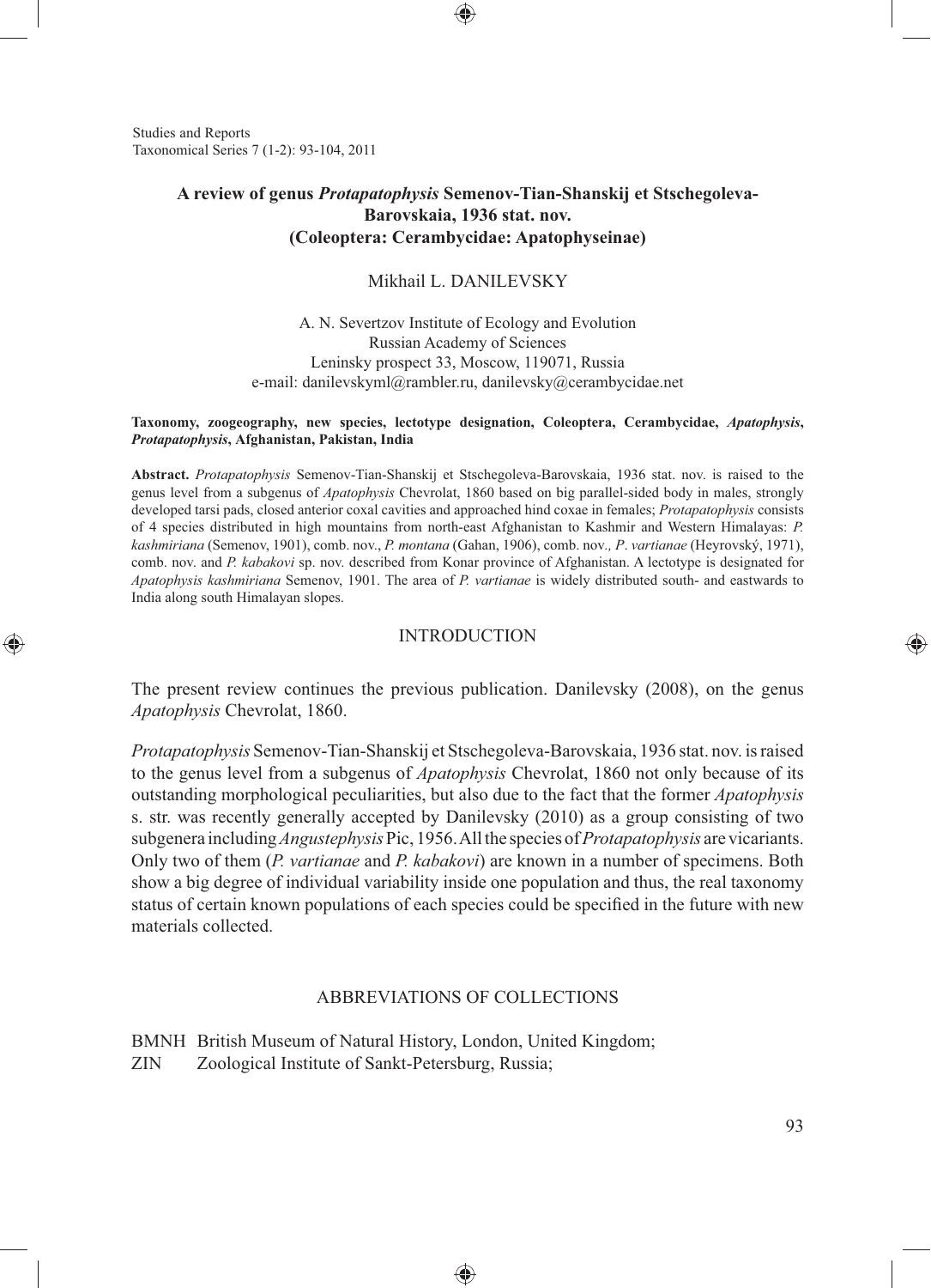# A review of genus *Protapatophysis* Semenov-Tian-Shanskij et Stschegoleva-Barovskaia, 1936 stat. nov. (Coleoptera: Cerambycidae: Apatophyseinae)

Mikhail L. DANILEVSKY

A. N. Severtzov Institute of Ecology and Evolution
Russian Academy of Sciences
Leninsky prospect 33, Moscow, 119071, Russia
e-mail: danilevskyml@rambler.ru, danilevsky@cerambycidae.net

**Taxonomy, zoogeography, new species, lectotype designation, Coleoptera, Cerambycidae, *Apatophysis*, *Protapatophysis*, Afghanistan, Pakistan, India**

**Abstract.** *Protapatophysis* Semenov-Tian-Shanskij et Stschegoleva-Barovskaia, 1936 stat. nov. is raised to the genus level from a subgenus of *Apatophysis* Chevrolat, 1860 based on big parallel-sided body in males, strongly developed tarsi pads, closed anterior coxal cavities and approached hind coxae in females; *Protapatophysis* consists of 4 species distributed in high mountains from north-east Afghanistan to Kashmir and Western Himalayas: *P. kashmiriana* (Semenov, 1901), comb. nov., *P. montana* (Gahan, 1906), comb. nov*., P*. *vartianae* (Heyrovský, 1971), comb. nov. and *P. kabakovi* sp. nov. described from Konar province of Afghanistan. A lectotype is designated for *Apatophysis kashmiriana* Semenov, 1901. The area of *P. vartianae* is widely distributed south- and eastwards to India along south Himalayan slopes.

## INTRODUCTION

The present review continues the previous publication. Danilevsky (2008), on the genus *Apatophysis* Chevrolat, 1860.

*Protapatophysis* Semenov-Tian-Shanskij et Stschegoleva-Barovskaia, 1936 stat. nov. is raised to the genus level from a subgenus of *Apatophysis* Chevrolat, 1860 not only because of its outstanding morphological peculiarities, but also due to the fact that the former *Apatophysis* s. str. was recently generally accepted by Danilevsky (2010) as a group consisting of two subgenera including *Angustephysis* Pic, 1956. All the species of *Protapatophysis* are vicariants. Only two of them (*P. vartianae* and *P. kabakovi*) are known in a number of specimens. Both show a big degree of individual variability inside one population and thus, the real taxonomy status of certain known populations of each species could be specified in the future with new materials collected.

## ABBREVIATIONS OF COLLECTIONS

BMNH British Museum of Natural History, London, United Kingdom;
ZIN Zoological Institute of Sankt-Petersburg, Russia;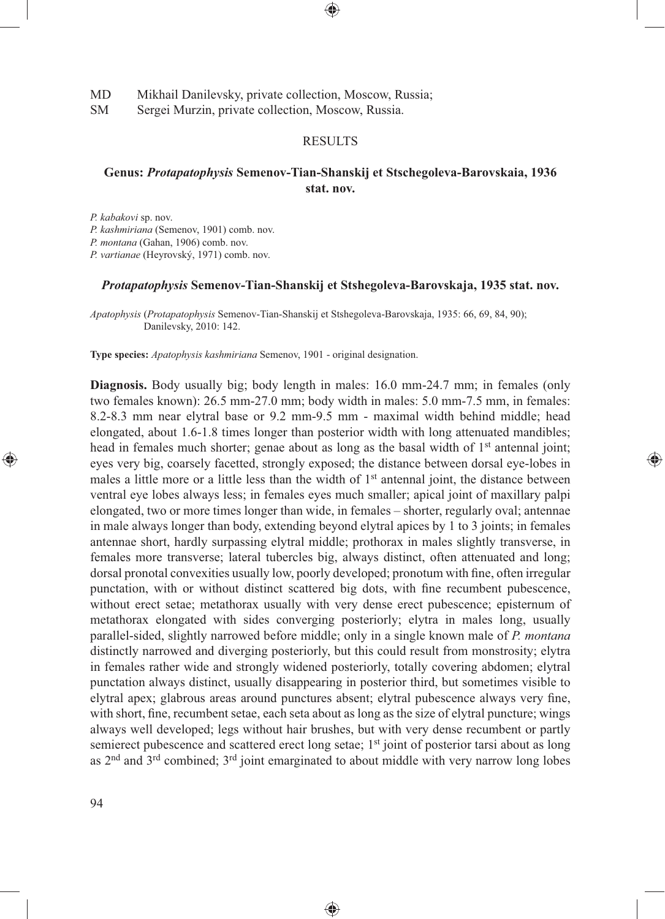MD Mikhail Danilevsky, private collection, Moscow, Russia;
SM Sergei Murzin, private collection, Moscow, Russia.

## RESULTS

### Genus: *Protapatophysis* Semenov-Tian-Shanskij et Stschegoleva-Barovskaia, 1936 stat. nov.

*P. kabakovi* sp. nov.
*P. kashmiriana* (Semenov, 1901) comb. nov.
*P. montana* (Gahan, 1906) comb. nov.
*P. vartianae* (Heyrovský, 1971) comb. nov.

### *Protapatophysis* Semenov-Tian-Shanskij et Stshegoleva-Barovskaja, 1935 stat. nov.

*Apatophysis* (*Protapatophysis* Semenov-Tian-Shanskij et Stshegoleva-Barovskaja, 1935: 66, 69, 84, 90); Danilevsky, 2010: 142.

**Type species:** *Apatophysis kashmiriana* Semenov, 1901 - original designation.

**Diagnosis.** Body usually big; body length in males: 16.0 mm-24.7 mm; in females (only two females known): 26.5 mm-27.0 mm; body width in males: 5.0 mm-7.5 mm, in females: 8.2-8.3 mm near elytral base or 9.2 mm-9.5 mm - maximal width behind middle; head elongated, about 1.6-1.8 times longer than posterior width with long attenuated mandibles; head in females much shorter; genae about as long as the basal width of 1st antennal joint; eyes very big, coarsely facetted, strongly exposed; the distance between dorsal eye-lobes in males a little more or a little less than the width of 1st antennal joint, the distance between ventral eye lobes always less; in females eyes much smaller; apical joint of maxillary palpi elongated, two or more times longer than wide, in females – shorter, regularly oval; antennae in male always longer than body, extending beyond elytral apices by 1 to 3 joints; in females antennae short, hardly surpassing elytral middle; prothorax in males slightly transverse, in females more transverse; lateral tubercles big, always distinct, often attenuated and long; dorsal pronotal convexities usually low, poorly developed; pronotum with fine, often irregular punctation, with or without distinct scattered big dots, with fine recumbent pubescence, without erect setae; metathorax usually with very dense erect pubescence; episternum of metathorax elongated with sides converging posteriorly; elytra in males long, usually parallel-sided, slightly narrowed before middle; only in a single known male of *P. montana* distinctly narrowed and diverging posteriorly, but this could result from monstrosity; elytra in females rather wide and strongly widened posteriorly, totally covering abdomen; elytral punctation always distinct, usually disappearing in posterior third, but sometimes visible to elytral apex; glabrous areas around punctures absent; elytral pubescence always very fine, with short, fine, recumbent setae, each seta about as long as the size of elytral puncture; wings always well developed; legs without hair brushes, but with very dense recumbent or partly semierect pubescence and scattered erect long setae; 1st joint of posterior tarsi about as long as 2nd and 3rd combined; 3rd joint emarginated to about middle with very narrow long lobes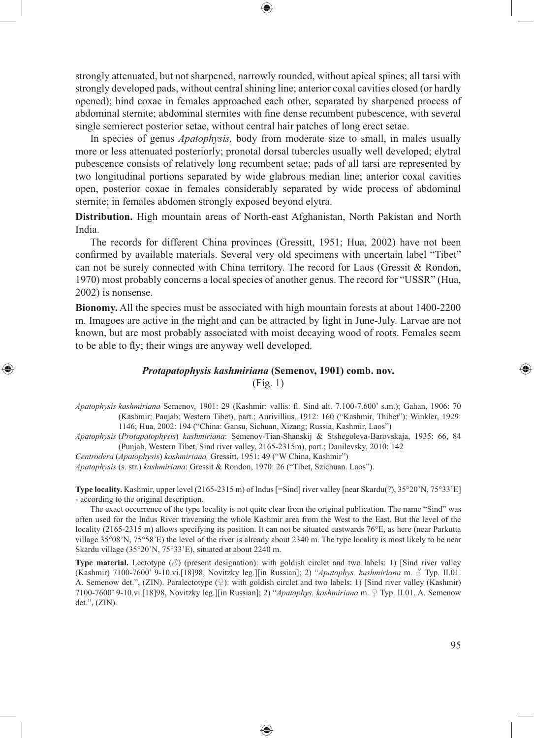strongly attenuated, but not sharpened, narrowly rounded, without apical spines; all tarsi with strongly developed pads, without central shining line; anterior coxal cavities closed (or hardly opened); hind coxae in females approached each other, separated by sharpened process of abdominal sternite; abdominal sternites with fine dense recumbent pubescence, with several single semierect posterior setae, without central hair patches of long erect setae.

In species of genus *Apatophysis,* body from moderate size to small, in males usually more or less attenuated posteriorly; pronotal dorsal tubercles usually well developed; elytral pubescence consists of relatively long recumbent setae; pads of all tarsi are represented by two longitudinal portions separated by wide glabrous median line; anterior coxal cavities open, posterior coxae in females considerably separated by wide process of abdominal sternite; in females abdomen strongly exposed beyond elytra.

**Distribution.** High mountain areas of North-east Afghanistan, North Pakistan and North India.

The records for different China provinces (Gressitt, 1951; Hua, 2002) have not been confirmed by available materials. Several very old specimens with uncertain label "Tibet" can not be surely connected with China territory. The record for Laos (Gressit & Rondon, 1970) most probably concerns a local species of another genus. The record for "USSR" (Hua, 2002) is nonsense.

**Bionomy.** All the species must be associated with high mountain forests at about 1400-2200 m. Imagoes are active in the night and can be attracted by light in June-July. Larvae are not known, but are most probably associated with moist decaying wood of roots. Females seem to be able to fly; their wings are anyway well developed.

### *Protapatophysis kashmiriana* (Semenov, 1901) comb. nov.

(Fig. 1)

*Apatophysis kashmiriana* Semenov, 1901: 29 (Kashmir: vallis: fl. Sind alt. 7.100-7.600' s.m.); Gahan, 1906: 70 (Kashmir; Panjab; Western Tibet), part.; Aurivillius, 1912: 160 ("Kashmir, Thibet"); Winkler, 1929: 1146; Hua, 2002: 194 ("China: Gansu, Sichuan, Xizang; Russia, Kashmir, Laos")

*Apatophysis* (*Protapatophysis*) *kashmiriana*: Semenov-Tian-Shanskij & Stshegoleva-Barovskaja, 1935: 66, 84 (Punjab, Western Tibet, Sind river valley, 2165-2315m), part.; Danilevsky, 2010: 142

*Centrodera* (*Apatophysis*) *kashmiriana,* Gressitt, 1951: 49 ("W China, Kashmir")

*Apatophysis* (s. str.) *kashmiriana*: Gressit & Rondon, 1970: 26 ("Tibet, Szichuan. Laos").

**Type locality.** Kashmir, upper level (2165-2315 m) of Indus [=Sind] river valley [near Skardu(?), 35°20'N, 75°33'E] - according to the original description.

The exact occurrence of the type locality is not quite clear from the original publication. The name "Sind" was often used for the Indus River traversing the whole Kashmir area from the West to the East. But the level of the locality (2165-2315 m) allows specifying its position. It can not be situated eastwards 76°E, as here (near Parkutta village 35°08'N, 75°58'E) the level of the river is already about 2340 m. The type locality is most likely to be near Skardu village (35°20'N, 75°33'E), situated at about 2240 m.

**Type material.** Lectotype (♂) (present designation): with goldish circlet and two labels: 1) [Sind river valley (Kashmir) 7100-7600' 9-10.vi.[18]98, Novitzky leg.][in Russian]; 2) "*Apatophys. kashmiriana* m. ♂ Typ. II.01. A. Semenow det.", (ZIN). Paralectotype (♀): with goldish circlet and two labels: 1) [Sind river valley (Kashmir) 7100-7600' 9-10.vi.[18]98, Novitzky leg.][in Russian]; 2) "*Apatophys. kashmiriana* m. ♀ Typ. II.01. A. Semenow det.", (ZIN).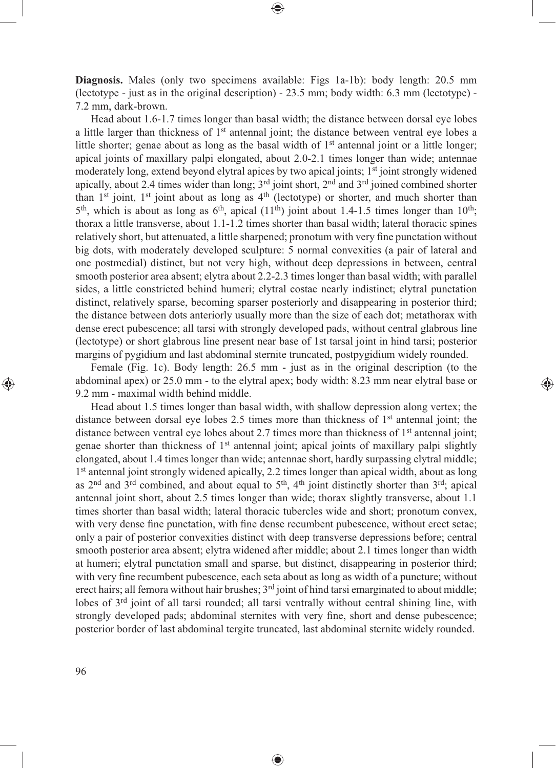**Diagnosis.** Males (only two specimens available: Figs 1a-1b): body length: 20.5 mm (lectotype - just as in the original description) - 23.5 mm; body width: 6.3 mm (lectotype) - 7.2 mm, dark-brown.

Head about 1.6-1.7 times longer than basal width; the distance between dorsal eye lobes a little larger than thickness of 1st antennal joint; the distance between ventral eye lobes a little shorter; genae about as long as the basal width of 1st antennal joint or a little longer; apical joints of maxillary palpi elongated, about 2.0-2.1 times longer than wide; antennae moderately long, extend beyond elytral apices by two apical joints; 1st joint strongly widened apically, about 2.4 times wider than long; 3rd joint short, 2nd and 3rd joined combined shorter than 1st joint, 1st joint about as long as 4th (lectotype) or shorter, and much shorter than 5th, which is about as long as 6th, apical (11th) joint about 1.4-1.5 times longer than 10th; thorax a little transverse, about 1.1-1.2 times shorter than basal width; lateral thoracic spines relatively short, but attenuated, a little sharpened; pronotum with very fine punctation without big dots, with moderately developed sculpture: 5 normal convexities (a pair of lateral and one postmedial) distinct, but not very high, without deep depressions in between, central smooth posterior area absent; elytra about 2.2-2.3 times longer than basal width; with parallel sides, a little constricted behind humeri; elytral costae nearly indistinct; elytral punctation distinct, relatively sparse, becoming sparser posteriorly and disappearing in posterior third; the distance between dots anteriorly usually more than the size of each dot; metathorax with dense erect pubescence; all tarsi with strongly developed pads, without central glabrous line (lectotype) or short glabrous line present near base of 1st tarsal joint in hind tarsi; posterior margins of pygidium and last abdominal sternite truncated, postpygidium widely rounded.

Female (Fig. 1c). Body length: 26.5 mm - just as in the original description (to the abdominal apex) or 25.0 mm - to the elytral apex; body width: 8.23 mm near elytral base or 9.2 mm - maximal width behind middle.

Head about 1.5 times longer than basal width, with shallow depression along vertex; the distance between dorsal eye lobes 2.5 times more than thickness of 1st antennal joint; the distance between ventral eye lobes about 2.7 times more than thickness of 1st antennal joint; genae shorter than thickness of 1st antennal joint; apical joints of maxillary palpi slightly elongated, about 1.4 times longer than wide; antennae short, hardly surpassing elytral middle; 1st antennal joint strongly widened apically, 2.2 times longer than apical width, about as long as 2nd and 3rd combined, and about equal to 5th, 4th joint distinctly shorter than 3rd; apical antennal joint short, about 2.5 times longer than wide; thorax slightly transverse, about 1.1 times shorter than basal width; lateral thoracic tubercles wide and short; pronotum convex, with very dense fine punctation, with fine dense recumbent pubescence, without erect setae; only a pair of posterior convexities distinct with deep transverse depressions before; central smooth posterior area absent; elytra widened after middle; about 2.1 times longer than width at humeri; elytral punctation small and sparse, but distinct, disappearing in posterior third; with very fine recumbent pubescence, each seta about as long as width of a puncture; without erect hairs; all femora without hair brushes; 3rd joint of hind tarsi emarginated to about middle; lobes of 3rd joint of all tarsi rounded; all tarsi ventrally without central shining line, with strongly developed pads; abdominal sternites with very fine, short and dense pubescence; posterior border of last abdominal tergite truncated, last abdominal sternite widely rounded.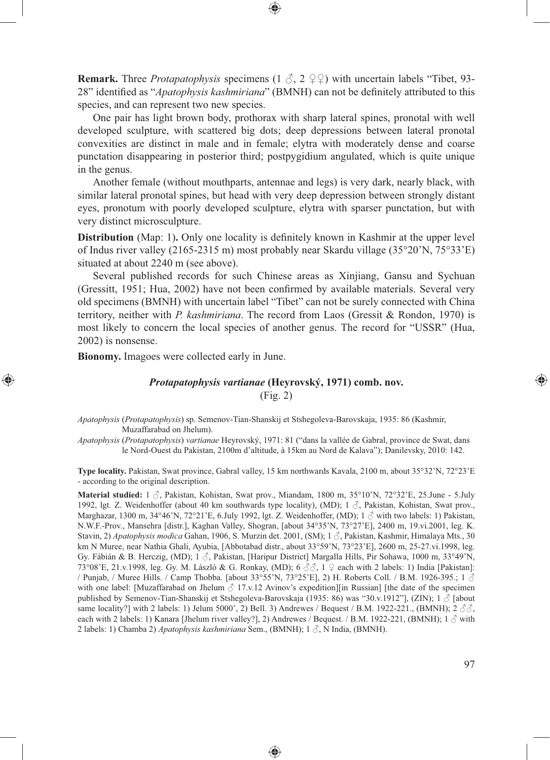**Remark.** Three *Protapatophysis* specimens (1 ♂, 2 ♀♀) with uncertain labels "Tibet, 93-28" identified as "*Apatophysis kashmiriana*" (BMNH) can not be definitely attributed to this species, and can represent two new species.

One pair has light brown body, prothorax with sharp lateral spines, pronotal with well developed sculpture, with scattered big dots; deep depressions between lateral pronotal convexities are distinct in male and in female; elytra with moderately dense and coarse punctation disappearing in posterior third; postpygidium angulated, which is quite unique in the genus.

Another female (without mouthparts, antennae and legs) is very dark, nearly black, with similar lateral pronotal spines, but head with very deep depression between strongly distant eyes, pronotum with poorly developed sculpture, elytra with sparser punctation, but with very distinct microsculpture.

**Distribution** (Map: 1)**.** Only one locality is definitely known in Kashmir at the upper level of Indus river valley (2165-2315 m) most probably near Skardu village (35°20'N, 75°33'E) situated at about 2240 m (see above).

Several published records for such Chinese areas as Xinjiang, Gansu and Sychuan (Gressitt, 1951; Hua, 2002) have not been confirmed by available materials. Several very old specimens (BMNH) with uncertain label "Tibet" can not be surely connected with China territory, neither with *P. kashmiriana*. The record from Laos (Gressit & Rondon, 1970) is most likely to concern the local species of another genus. The record for "USSR" (Hua, 2002) is nonsense.

**Bionomy.** Imagoes were collected early in June.

### *Protapatophysis vartianae* (Heyrovský, 1971) comb. nov.

(Fig. 2)

*Apatophysis* (*Protapatophysis*) sp. Semenov-Tian-Shanskij et Stshegoleva-Barovskaja, 1935: 86 (Kashmir, Muzaffarabad on Jhelum).

*Apatophysis* (*Protapatophysis*) *vartianae* Heyrovský, 1971: 81 ("dans la vallée de Gabral, province de Swat, dans le Nord-Ouest du Pakistan, 2100m d'altitude, à 15km au Nord de Kalava"); Danilevsky, 2010: 142.

**Type locality.** Pakistan, Swat province, Gabral valley, 15 km northwards Kavala, 2100 m, about 35°32'N, 72°23'E - according to the original description.

**Material studied:** 1 ♂, Pakistan, Kohistan, Swat prov., Miandam, 1800 m, 35°10'N, 72°32'E, 25.June - 5.July 1992, lgt. Z. Weidenhoffer (about 40 km southwards type locality), (MD); 1 ♂, Pakistan, Kohistan, Swat prov., Marghazar, 1300 m, 34°46'N, 72°21'E, 6.July 1992, lgt. Z. Weidenhoffer, (MD); 1 ♂ with two labels: 1) Pakistan, N.W.F.-Prov., Mansehra [distr.], Kaghan Valley, Shogran, [about 34°35'N, 73°27'E], 2400 m, 19.vi.2001, leg. K. Stavin, 2) *Apatophysis modica* Gahan, 1906, S. Murzin det. 2001, (SM); 1 ♂, Pakistan, Kashmir, Himalaya Mts., 30 km N Muree, near Nathia Ghali, Ayubia, [Abbotabad distr., about 33°59'N, 73°23'E], 2600 m, 25-27.vi.1998, leg. Gy. Fábián & B. Herczig, (MD); 1 ♂, Pakistan, [Haripur District] Margalla Hills, Pir Sohawa, 1000 m, 33°49'N, 73°08'E, 21.v.1998, leg. Gy. M. László & G. Ronkay, (MD); 6 ♂♂, 1 ♀ each with 2 labels: 1) India [Pakistan]: / Punjab, / Muree Hills. / Camp Thobba. [about 33°55'N, 73°25'E], 2) H. Roberts Coll. / B.M. 1926-395.; 1 ♂ with one label: [Muzaffarabad on Jhelum ♂ 17.v.12 Avinov's expedition][in Russian] [the date of the specimen published by Semenov-Tian-Shanskij et Stshegoleva-Barovskaja (1935: 86) was "30.v.1912"], (ZIN); 1 ♂ [about same locality?] with 2 labels: 1) Jelum 5000', 2) Bell. 3) Andrewes / Bequest / B.M. 1922-221., (BMNH); 2 ♂♂, each with 2 labels: 1) Kanara [Jhelum river valley?], 2) Andrewes / Bequest. / B.M. 1922-221, (BMNH); 1 ♂ with 2 labels: 1) Chamba 2) *Apatophysis kashmiriana* Sem., (BMNH); 1 ♂, N India, (BMNH).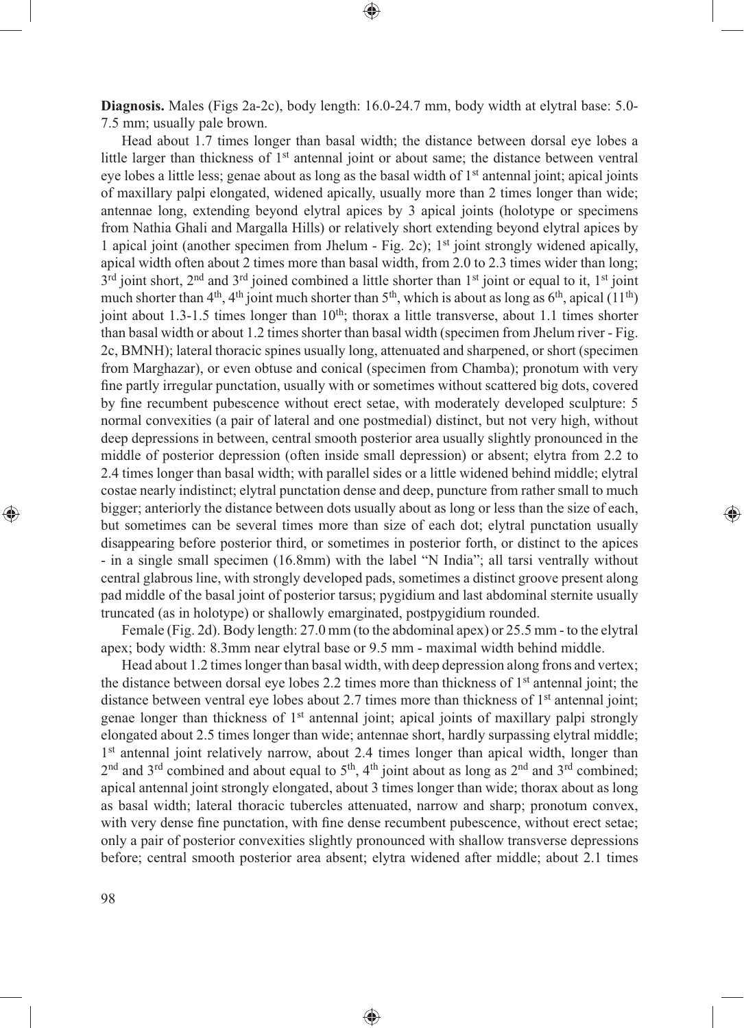**Diagnosis.** Males (Figs 2a-2c), body length: 16.0-24.7 mm, body width at elytral base: 5.0-7.5 mm; usually pale brown.

Head about 1.7 times longer than basal width; the distance between dorsal eye lobes a little larger than thickness of 1st antennal joint or about same; the distance between ventral eye lobes a little less; genae about as long as the basal width of 1st antennal joint; apical joints of maxillary palpi elongated, widened apically, usually more than 2 times longer than wide; antennae long, extending beyond elytral apices by 3 apical joints (holotype or specimens from Nathia Ghali and Margalla Hills) or relatively short extending beyond elytral apices by 1 apical joint (another specimen from Jhelum - Fig. 2c); 1st joint strongly widened apically, apical width often about 2 times more than basal width, from 2.0 to 2.3 times wider than long; 3rd joint short, 2nd and 3rd joined combined a little shorter than 1st joint or equal to it, 1st joint much shorter than 4th, 4th joint much shorter than 5th, which is about as long as 6th, apical (11th) joint about 1.3-1.5 times longer than 10th; thorax a little transverse, about 1.1 times shorter than basal width or about 1.2 times shorter than basal width (specimen from Jhelum river - Fig. 2c, BMNH); lateral thoracic spines usually long, attenuated and sharpened, or short (specimen from Marghazar), or even obtuse and conical (specimen from Chamba); pronotum with very fine partly irregular punctation, usually with or sometimes without scattered big dots, covered by fine recumbent pubescence without erect setae, with moderately developed sculpture: 5 normal convexities (a pair of lateral and one postmedial) distinct, but not very high, without deep depressions in between, central smooth posterior area usually slightly pronounced in the middle of posterior depression (often inside small depression) or absent; elytra from 2.2 to 2.4 times longer than basal width; with parallel sides or a little widened behind middle; elytral costae nearly indistinct; elytral punctation dense and deep, puncture from rather small to much bigger; anteriorly the distance between dots usually about as long or less than the size of each, but sometimes can be several times more than size of each dot; elytral punctation usually disappearing before posterior third, or sometimes in posterior forth, or distinct to the apices - in a single small specimen (16.8mm) with the label "N India"; all tarsi ventrally without central glabrous line, with strongly developed pads, sometimes a distinct groove present along pad middle of the basal joint of posterior tarsus; pygidium and last abdominal sternite usually truncated (as in holotype) or shallowly emarginated, postpygidium rounded.

Female (Fig. 2d). Body length: 27.0 mm (to the abdominal apex) or 25.5 mm - to the elytral apex; body width: 8.3mm near elytral base or 9.5 mm - maximal width behind middle.

Head about 1.2 times longer than basal width, with deep depression along frons and vertex; the distance between dorsal eye lobes 2.2 times more than thickness of 1st antennal joint; the distance between ventral eye lobes about 2.7 times more than thickness of 1st antennal joint; genae longer than thickness of 1st antennal joint; apical joints of maxillary palpi strongly elongated about 2.5 times longer than wide; antennae short, hardly surpassing elytral middle; 1st antennal joint relatively narrow, about 2.4 times longer than apical width, longer than 2nd and 3rd combined and about equal to 5th, 4th joint about as long as 2nd and 3rd combined; apical antennal joint strongly elongated, about 3 times longer than wide; thorax about as long as basal width; lateral thoracic tubercles attenuated, narrow and sharp; pronotum convex, with very dense fine punctation, with fine dense recumbent pubescence, without erect setae; only a pair of posterior convexities slightly pronounced with shallow transverse depressions before; central smooth posterior area absent; elytra widened after middle; about 2.1 times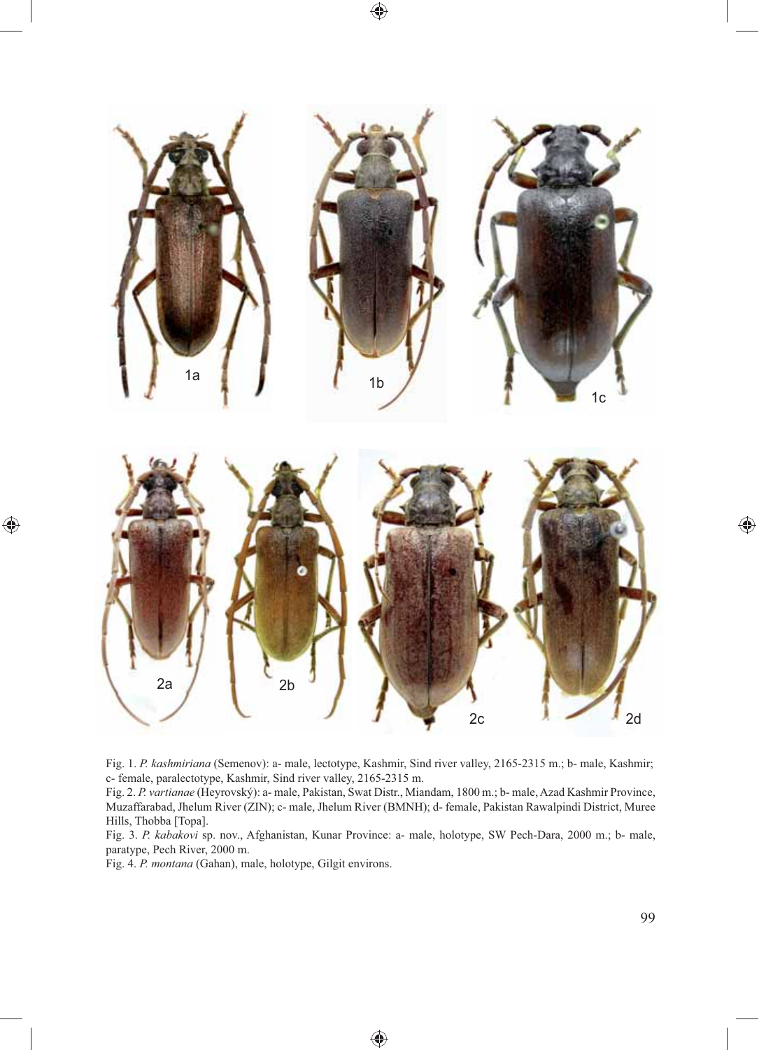1a 1b 1c

2a 2b 2c 2d

Fig. 1. *P. kashmiriana* (Semenov): a- male, lectotype, Kashmir, Sind river valley, 2165-2315 m.; b- male, Kashmir; c- female, paralectotype, Kashmir, Sind river valley, 2165-2315 m.

Fig. 2. *P. vartianae* (Heyrovský): a- male, Pakistan, Swat Distr., Miandam, 1800 m.; b- male, Azad Kashmir Province, Muzaffarabad, Jhelum River (ZIN); c- male, Jhelum River (BMNH); d- female, Pakistan Rawalpindi District, Muree Hills, Thobba [Topa].

Fig. 3. *P. kabakovi* sp. nov., Afghanistan, Kunar Province: a- male, holotype, SW Pech-Dara, 2000 m.; b- male, paratype, Pech River, 2000 m.

Fig. 4. *P. montana* (Gahan), male, holotype, Gilgit environs.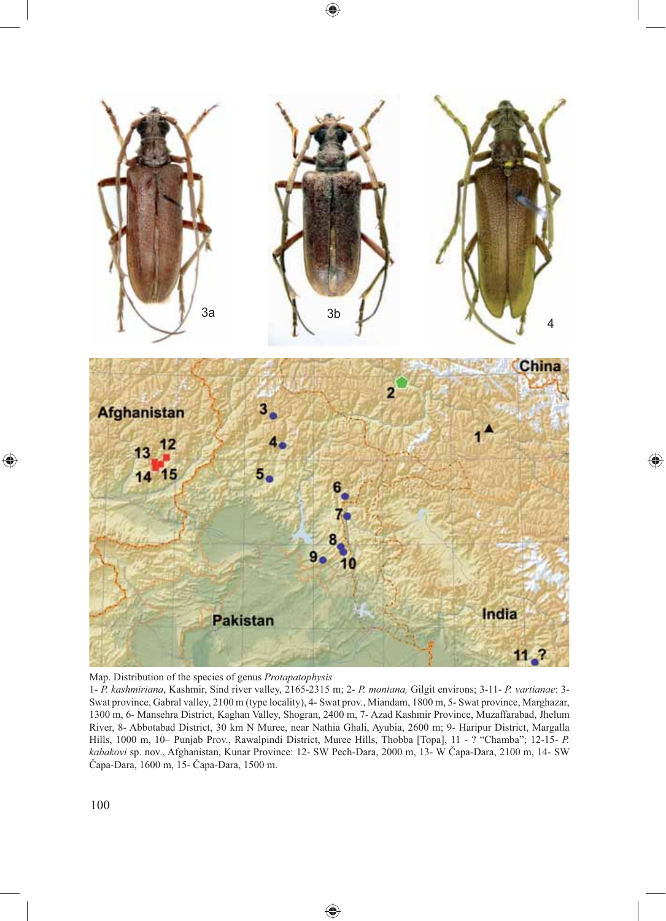3a

3b

4

Afghanistan

China

Pakistan

India

Map. Distribution of the species of genus *Protapatophysis*

1- *P. kashmiriana*, Kashmir, Sind river valley, 2165-2315 m; 2- *P. montana,* Gilgit environs; 3-11- *P. vartianae*: 3- Swat province, Gabral valley, 2100 m (type locality), 4- Swat prov., Miandam, 1800 m, 5- Swat province, Marghazar, 1300 m, 6- Mansehra District, Kaghan Valley, Shogran, 2400 m, 7- Azad Kashmir Province, Muzaffarabad, Jhelum River, 8- Abbotabad District, 30 km N Muree, near Nathia Ghali, Ayubia, 2600 m; 9- Haripur District, Margalla Hills, 1000 m, 10– Punjab Prov., Rawalpindi District, Muree Hills, Thobba [Topa], 11 - ? "Chamba"; 12-15- *P. kabakovi* sp. nov., Afghanistan, Kunar Province: 12- SW Pech-Dara, 2000 m, 13- W Čapa-Dara, 2100 m, 14- SW Čapa-Dara, 1600 m, 15- Čapa-Dara, 1500 m.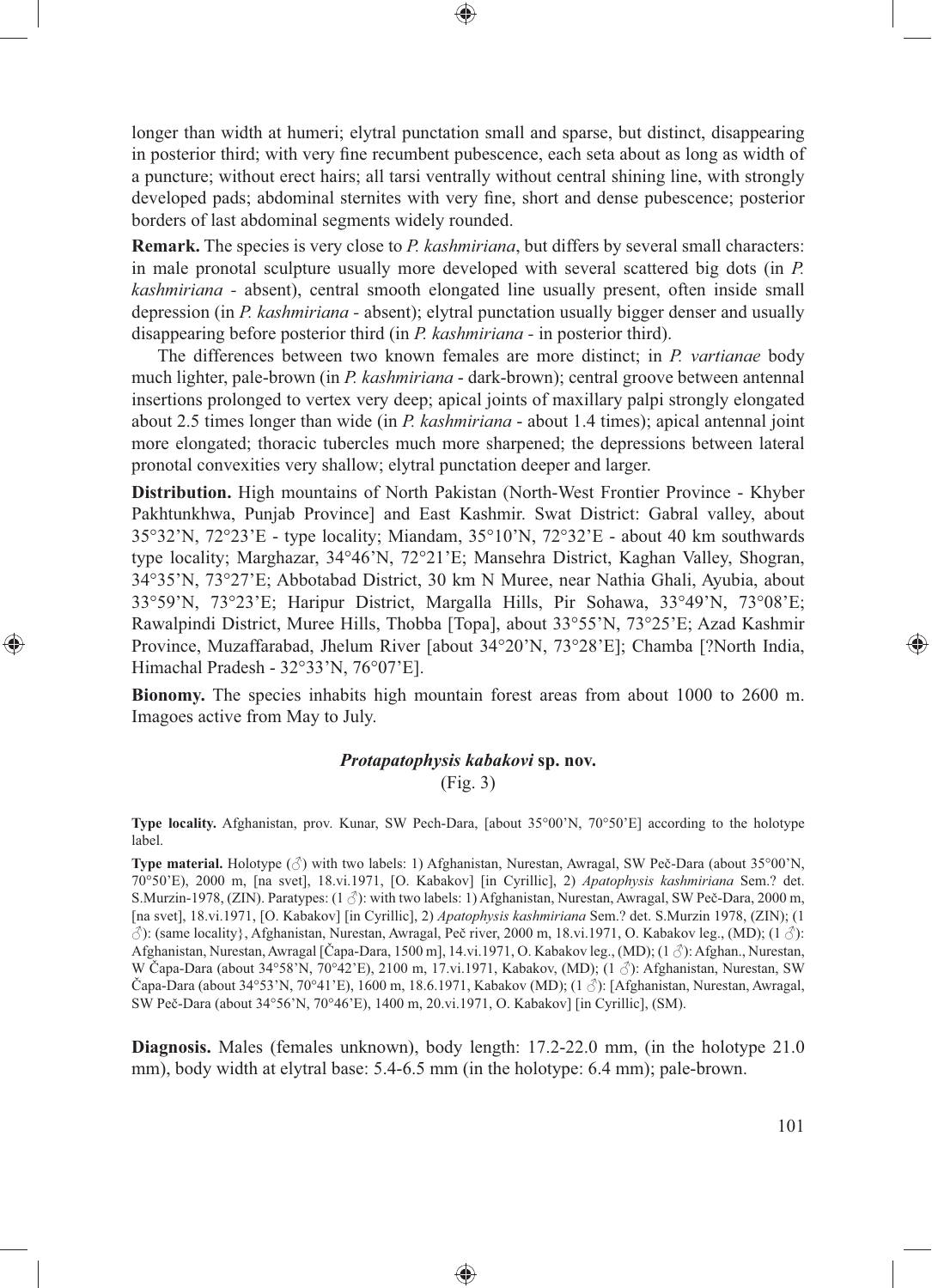longer than width at humeri; elytral punctation small and sparse, but distinct, disappearing in posterior third; with very fine recumbent pubescence, each seta about as long as width of a puncture; without erect hairs; all tarsi ventrally without central shining line, with strongly developed pads; abdominal sternites with very fine, short and dense pubescence; posterior borders of last abdominal segments widely rounded.

**Remark.** The species is very close to *P. kashmiriana*, but differs by several small characters: in male pronotal sculpture usually more developed with several scattered big dots (in *P. kashmiriana* - absent), central smooth elongated line usually present, often inside small depression (in *P. kashmiriana* - absent); elytral punctation usually bigger denser and usually disappearing before posterior third (in *P. kashmiriana* - in posterior third).

The differences between two known females are more distinct; in *P. vartianae* body much lighter, pale-brown (in *P. kashmiriana* - dark-brown); central groove between antennal insertions prolonged to vertex very deep; apical joints of maxillary palpi strongly elongated about 2.5 times longer than wide (in *P. kashmiriana* - about 1.4 times); apical antennal joint more elongated; thoracic tubercles much more sharpened; the depressions between lateral pronotal convexities very shallow; elytral punctation deeper and larger.

**Distribution.** High mountains of North Pakistan (North-West Frontier Province - Khyber Pakhtunkhwa, Punjab Province] and East Kashmir. Swat District: Gabral valley, about 35°32'N, 72°23'E - type locality; Miandam, 35°10'N, 72°32'E - about 40 km southwards type locality; Marghazar, 34°46'N, 72°21'E; Mansehra District, Kaghan Valley, Shogran, 34°35'N, 73°27'E; Abbotabad District, 30 km N Muree, near Nathia Ghali, Ayubia, about 33°59'N, 73°23'E; Haripur District, Margalla Hills, Pir Sohawa, 33°49'N, 73°08'E; Rawalpindi District, Muree Hills, Thobba [Topa], about 33°55'N, 73°25'E; Azad Kashmir Province, Muzaffarabad, Jhelum River [about 34°20'N, 73°28'E]; Chamba [?North India, Himachal Pradesh - 32°33'N, 76°07'E].

**Bionomy.** The species inhabits high mountain forest areas from about 1000 to 2600 m. Imagoes active from May to July.

### *Protapatophysis kabakovi* sp. nov.

(Fig. 3)

**Type locality.** Afghanistan, prov. Kunar, SW Pech-Dara, [about 35°00'N, 70°50'E] according to the holotype label.

**Type material.** Holotype (♂) with two labels: 1) Afghanistan, Nurestan, Awragal, SW Peč-Dara (about 35°00'N, 70°50'E), 2000 m, [na svet], 18.vi.1971, [O. Kabakov] [in Cyrillic], 2) *Apatophysis kashmiriana* Sem.? det. S.Murzin-1978, (ZIN). Paratypes: (1 ♂): with two labels: 1) Afghanistan, Nurestan, Awragal, SW Peč-Dara, 2000 m, [na svet], 18.vi.1971, [O. Kabakov] [in Cyrillic], 2) *Apatophysis kashmiriana* Sem.? det. S.Murzin 1978, (ZIN); (1 ♂): (same locality}, Afghanistan, Nurestan, Awragal, Peč river, 2000 m, 18.vi.1971, O. Kabakov leg., (MD); (1 ♂): Afghanistan, Nurestan, Awragal [Čapa-Dara, 1500 m], 14.vi.1971, O. Kabakov leg., (MD); (1 ♂): Afghan., Nurestan, W Čapa-Dara (about 34°58'N, 70°42'E), 2100 m, 17.vi.1971, Kabakov, (MD); (1 ♂): Afghanistan, Nurestan, SW Čapa-Dara (about 34°53'N, 70°41'E), 1600 m, 18.6.1971, Kabakov (MD); (1 ♂): [Afghanistan, Nurestan, Awragal, SW Peč-Dara (about 34°56'N, 70°46'E), 1400 m, 20.vi.1971, O. Kabakov] [in Cyrillic], (SM).

**Diagnosis.** Males (females unknown), body length: 17.2-22.0 mm, (in the holotype 21.0 mm), body width at elytral base: 5.4-6.5 mm (in the holotype: 6.4 mm); pale-brown.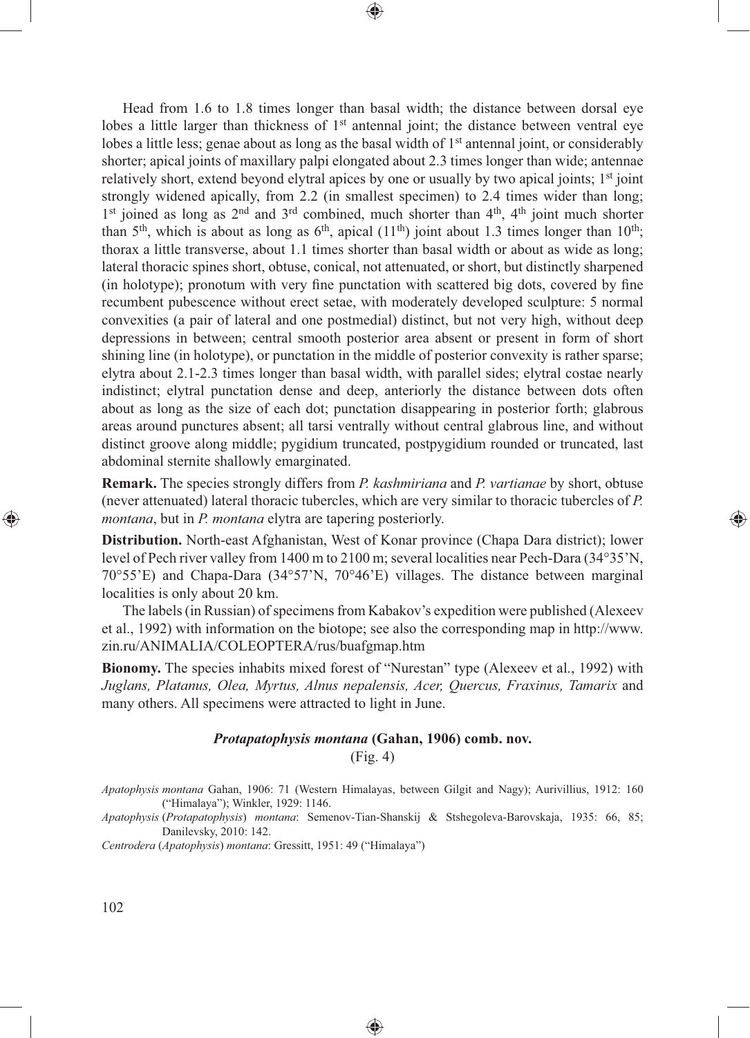Head from 1.6 to 1.8 times longer than basal width; the distance between dorsal eye lobes a little larger than thickness of 1st antennal joint; the distance between ventral eye lobes a little less; genae about as long as the basal width of 1st antennal joint, or considerably shorter; apical joints of maxillary palpi elongated about 2.3 times longer than wide; antennae relatively short, extend beyond elytral apices by one or usually by two apical joints; 1st joint strongly widened apically, from 2.2 (in smallest specimen) to 2.4 times wider than long; 1st joined as long as 2nd and 3rd combined, much shorter than 4th, 4th joint much shorter than 5th, which is about as long as 6th, apical (11th) joint about 1.3 times longer than 10th; thorax a little transverse, about 1.1 times shorter than basal width or about as wide as long; lateral thoracic spines short, obtuse, conical, not attenuated, or short, but distinctly sharpened (in holotype); pronotum with very fine punctation with scattered big dots, covered by fine recumbent pubescence without erect setae, with moderately developed sculpture: 5 normal convexities (a pair of lateral and one postmedial) distinct, but not very high, without deep depressions in between; central smooth posterior area absent or present in form of short shining line (in holotype), or punctation in the middle of posterior convexity is rather sparse; elytra about 2.1-2.3 times longer than basal width, with parallel sides; elytral costae nearly indistinct; elytral punctation dense and deep, anteriorly the distance between dots often about as long as the size of each dot; punctation disappearing in posterior forth; glabrous areas around punctures absent; all tarsi ventrally without central glabrous line, and without distinct groove along middle; pygidium truncated, postpygidium rounded or truncated, last abdominal sternite shallowly emarginated.

**Remark.** The species strongly differs from *P. kashmiriana* and *P. vartianae* by short, obtuse (never attenuated) lateral thoracic tubercles, which are very similar to thoracic tubercles of *P. montana*, but in *P. montana* elytra are tapering posteriorly.

**Distribution.** North-east Afghanistan, West of Konar province (Chapa Dara district); lower level of Pech river valley from 1400 m to 2100 m; several localities near Pech-Dara (34°35'N, 70°55'E) and Chapa-Dara (34°57'N, 70°46'E) villages. The distance between marginal localities is only about 20 km.

The labels (in Russian) of specimens from Kabakov's expedition were published (Alexeev et al., 1992) with information on the biotope; see also the corresponding map in http://www.zin.ru/ANIMALIA/COLEOPTERA/rus/buafgmap.htm

**Bionomy.** The species inhabits mixed forest of "Nurestan" type (Alexeev et al., 1992) with *Juglans, Platanus, Olea, Myrtus, Alnus nepalensis, Acer, Quercus, Fraxinus, Tamarix* and many others. All specimens were attracted to light in June.

### *Protapatophysis montana* (Gahan, 1906) comb. nov.

(Fig. 4)

*Apatophysis montana* Gahan, 1906: 71 (Western Himalayas, between Gilgit and Nagy); Aurivillius, 1912: 160 ("Himalaya"); Winkler, 1929: 1146.

*Apatophysis* (*Protapatophysis*) *montana*: Semenov-Tian-Shanskij & Stshegoleva-Barovskaja, 1935: 66, 85; Danilevsky, 2010: 142.

*Centrodera* (*Apatophysis*) *montana*: Gressitt, 1951: 49 ("Himalaya")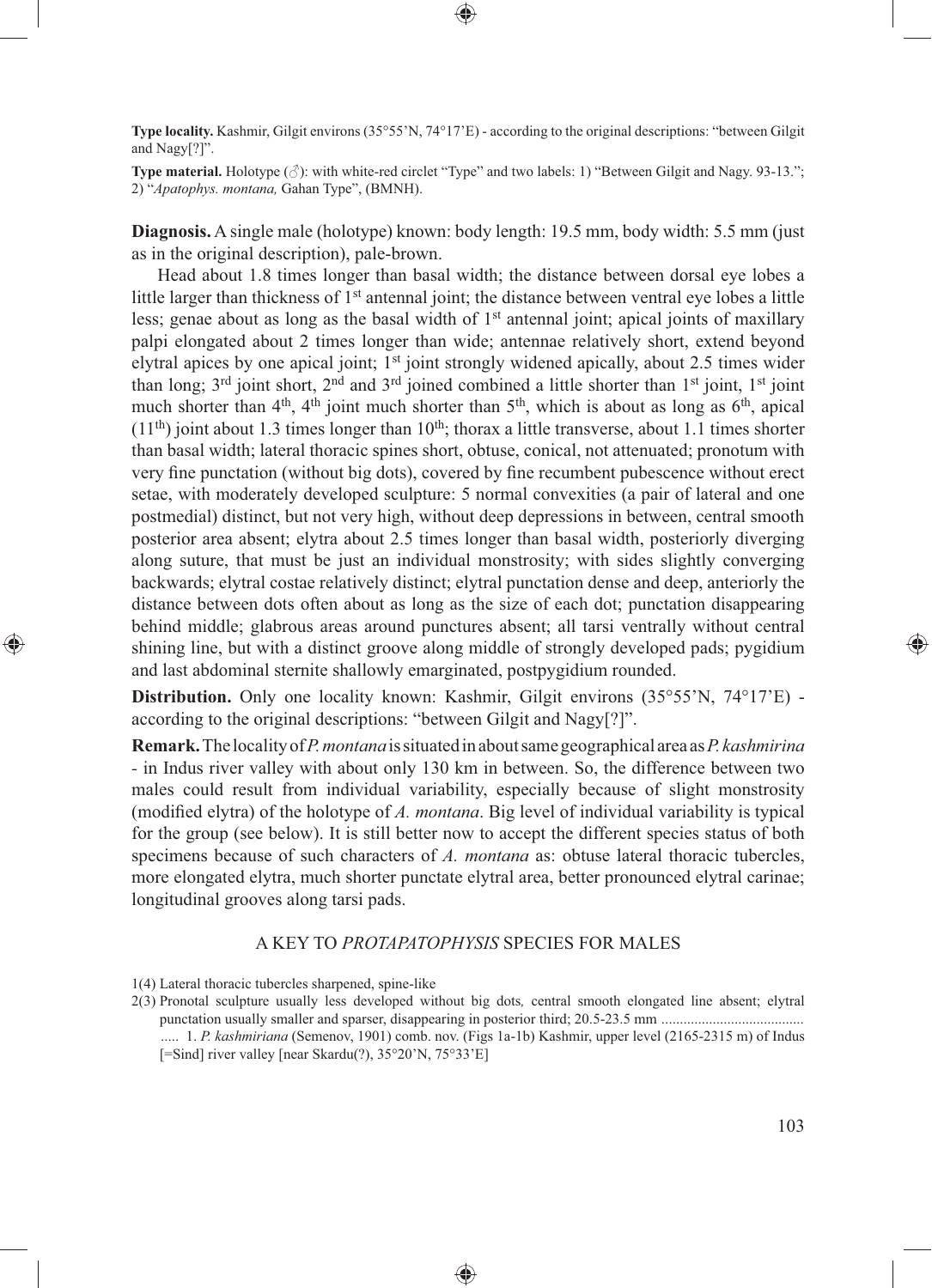**Type locality.** Kashmir, Gilgit environs (35°55'N, 74°17'E) - according to the original descriptions: "between Gilgit and Nagy[?]".

**Type material.** Holotype (♂): with white-red circlet "Type" and two labels: 1) "Between Gilgit and Nagy. 93-13."; 2) "*Apatophys. montana,* Gahan Type", (BMNH).

**Diagnosis.** A single male (holotype) known: body length: 19.5 mm, body width: 5.5 mm (just as in the original description), pale-brown.

Head about 1.8 times longer than basal width; the distance between dorsal eye lobes a little larger than thickness of 1st antennal joint; the distance between ventral eye lobes a little less; genae about as long as the basal width of 1st antennal joint; apical joints of maxillary palpi elongated about 2 times longer than wide; antennae relatively short, extend beyond elytral apices by one apical joint; 1st joint strongly widened apically, about 2.5 times wider than long; 3rd joint short, 2nd and 3rd joined combined a little shorter than 1st joint, 1st joint much shorter than 4th, 4th joint much shorter than 5th, which is about as long as 6th, apical (11th) joint about 1.3 times longer than 10th; thorax a little transverse, about 1.1 times shorter than basal width; lateral thoracic spines short, obtuse, conical, not attenuated; pronotum with very fine punctation (without big dots), covered by fine recumbent pubescence without erect setae, with moderately developed sculpture: 5 normal convexities (a pair of lateral and one postmedial) distinct, but not very high, without deep depressions in between, central smooth posterior area absent; elytra about 2.5 times longer than basal width, posteriorly diverging along suture, that must be just an individual monstrosity; with sides slightly converging backwards; elytral costae relatively distinct; elytral punctation dense and deep, anteriorly the distance between dots often about as long as the size of each dot; punctation disappearing behind middle; glabrous areas around punctures absent; all tarsi ventrally without central shining line, but with a distinct groove along middle of strongly developed pads; pygidium and last abdominal sternite shallowly emarginated, postpygidium rounded.

**Distribution.** Only one locality known: Kashmir, Gilgit environs (35°55'N, 74°17'E) - according to the original descriptions: "between Gilgit and Nagy[?]".

**Remark.** The locality of *P. montana* is situated in about same geographical area as *P. kashmirina* - in Indus river valley with about only 130 km in between. So, the difference between two males could result from individual variability, especially because of slight monstrosity (modified elytra) of the holotype of *A. montana*. Big level of individual variability is typical for the group (see below). It is still better now to accept the different species status of both specimens because of such characters of *A. montana* as: obtuse lateral thoracic tubercles, more elongated elytra, much shorter punctate elytral area, better pronounced elytral carinae; longitudinal grooves along tarsi pads.

## A KEY TO *PROTAPATOPHYSIS* SPECIES FOR MALES

1(4) Lateral thoracic tubercles sharpened, spine-like

2(3) Pronotal sculpture usually less developed without big dots, central smooth elongated line absent; elytral punctation usually smaller and sparser, disappearing in posterior third; 20.5-23.5 mm ....................................... ..... 1. *P. kashmiriana* (Semenov, 1901) comb. nov. (Figs 1a-1b) Kashmir, upper level (2165-2315 m) of Indus [=Sind] river valley [near Skardu(?), 35°20'N, 75°33'E]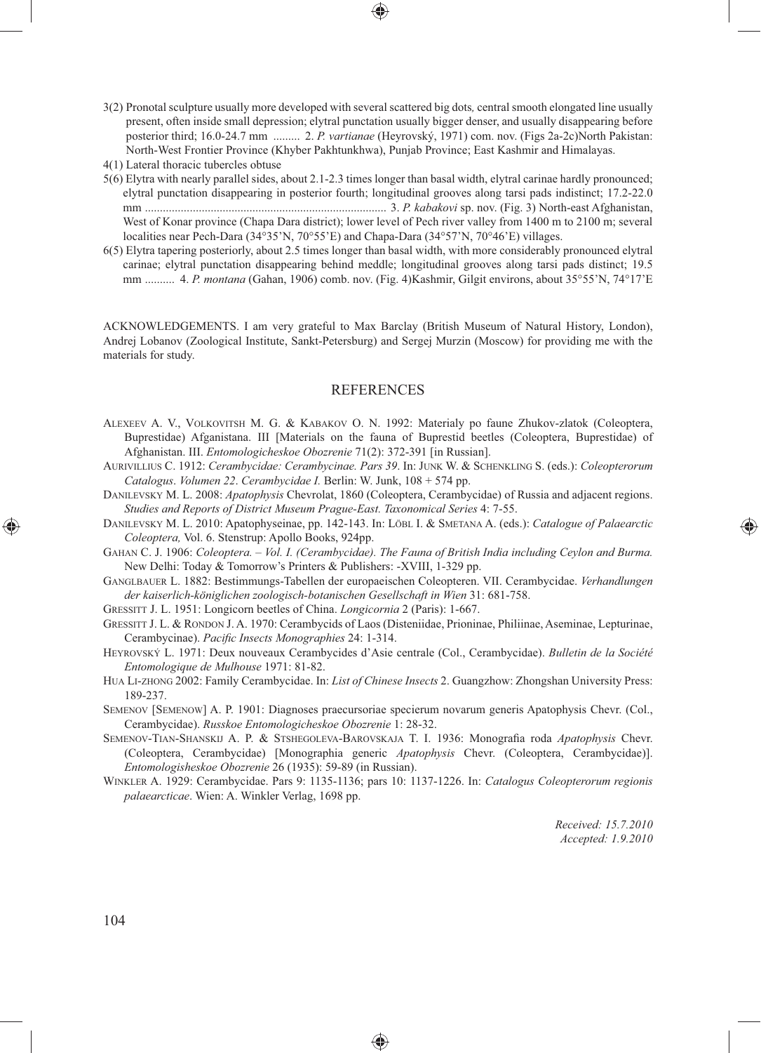3(2) Pronotal sculpture usually more developed with several scattered big dots*,* central smooth elongated line usually present, often inside small depression; elytral punctation usually bigger denser, and usually disappearing before posterior third; 16.0-24.7 mm ......... 2. *P. vartianae* (Heyrovský, 1971) com. nov. (Figs 2a-2c)North Pakistan: North-West Frontier Province (Khyber Pakhtunkhwa), Punjab Province; East Kashmir and Himalayas.

4(1) Lateral thoracic tubercles obtuse

5(6) Elytra with nearly parallel sides, about 2.1-2.3 times longer than basal width, elytral carinae hardly pronounced; elytral punctation disappearing in posterior fourth; longitudinal grooves along tarsi pads indistinct; 17.2-22.0 mm ................................................................................ 3. *P. kabakovi* sp. nov. (Fig. 3) North-east Afghanistan, West of Konar province (Chapa Dara district); lower level of Pech river valley from 1400 m to 2100 m; several localities near Pech-Dara (34°35'N, 70°55'E) and Chapa-Dara (34°57'N, 70°46'E) villages.

6(5) Elytra tapering posteriorly, about 2.5 times longer than basal width, with more considerably pronounced elytral carinae; elytral punctation disappearing behind meddle; longitudinal grooves along tarsi pads distinct; 19.5 mm .......... 4. *P. montana* (Gahan, 1906) comb. nov. (Fig. 4)Kashmir, Gilgit environs, about 35°55'N, 74°17'E

ACKNOWLEDGEMENTS. I am very grateful to Max Barclay (British Museum of Natural History, London), Andrej Lobanov (Zoological Institute, Sankt-Petersburg) and Sergej Murzin (Moscow) for providing me with the materials for study.

## REFERENCES

Alexeev A. V., Volkovitsh M. G. & Kabakov O. N. 1992: Materialy po faune Zhukov-zlatok (Coleoptera, Buprestidae) Afganistana. III [Materials on the fauna of Buprestid beetles (Coleoptera, Buprestidae) of Afghanistan. III. *Entomologicheskoe Obozrenie* 71(2): 372-391 [in Russian].

Aurivillius C. 1912: *Cerambycidae: Cerambycinae. Pars 39*. In: Junk W. & Schenkling S. (eds.): *Coleopterorum Catalogus*. *Volumen 22*. *Cerambycidae I.* Berlin: W. Junk, 108 + 574 pp.

Danilevsky M. L. 2008: *Apatophysis* Chevrolat, 1860 (Coleoptera, Cerambycidae) of Russia and adjacent regions. *Studies and Reports of District Museum Prague-East. Taxonomical Series* 4: 7-55.

Danilevsky M. L. 2010: Apatophyseinae, pp. 142-143. In: Löbl I. & Smetana A. (eds.): *Catalogue of Palaearctic Coleoptera,* Vol. 6. Stenstrup: Apollo Books, 924pp.

Gahan C. J. 1906: *Coleoptera. – Vol. I. (Cerambycidae). The Fauna of British India including Ceylon and Burma.* New Delhi: Today & Tomorrow's Printers & Publishers: -XVIII, 1-329 pp.

Ganglbauer L. 1882: Bestimmungs-Tabellen der europaeischen Coleopteren. VII. Cerambycidae. *Verhandlungen der kaiserlich-königlichen zoologisch-botanischen Gesellschaft in Wien* 31: 681-758.

Gressitt J. L. 1951: Longicorn beetles of China. *Longicornia* 2 (Paris): 1-667.

Gressitt J. L. & Rondon J. A. 1970: Cerambycids of Laos (Disteniidae, Prioninae, Philiinae, Aseminae, Lepturinae, Cerambycinae). *Pacific Insects Monographies* 24: 1-314.

Heyrovský L. 1971: Deux nouveaux Cerambycides d'Asie centrale (Col., Cerambycidae). *Bulletin de la Société Entomologique de Mulhouse* 1971: 81-82.

Hua Li-zhong 2002: Family Cerambycidae. In: *List of Chinese Insects* 2. Guangzhow: Zhongshan University Press: 189-237.

Semenov [Semenow] A. P. 1901: Diagnoses praecursoriae specierum novarum generis Apatophysis Chevr. (Col., Cerambycidae). *Russkoe Entomologicheskoe Obozrenie* 1: 28-32.

Semenov-Tian-Shanskij A. P. & Stshegoleva-Barovskaja T. I. 1936: Monografia roda *Apatophysis* Chevr. (Coleoptera, Cerambycidae) [Monographia generic *Apatophysis* Chevr. (Coleoptera, Cerambycidae)]. *Entomologisheskoe Obozrenie* 26 (1935): 59-89 (in Russian).

Winkler A. 1929: Cerambycidae. Pars 9: 1135-1136; pars 10: 1137-1226. In: *Catalogus Coleopterorum regionis palaearcticae*. Wien: A. Winkler Verlag, 1698 pp.

*Received: 15.7.2010*
*Accepted: 1.9.2010*